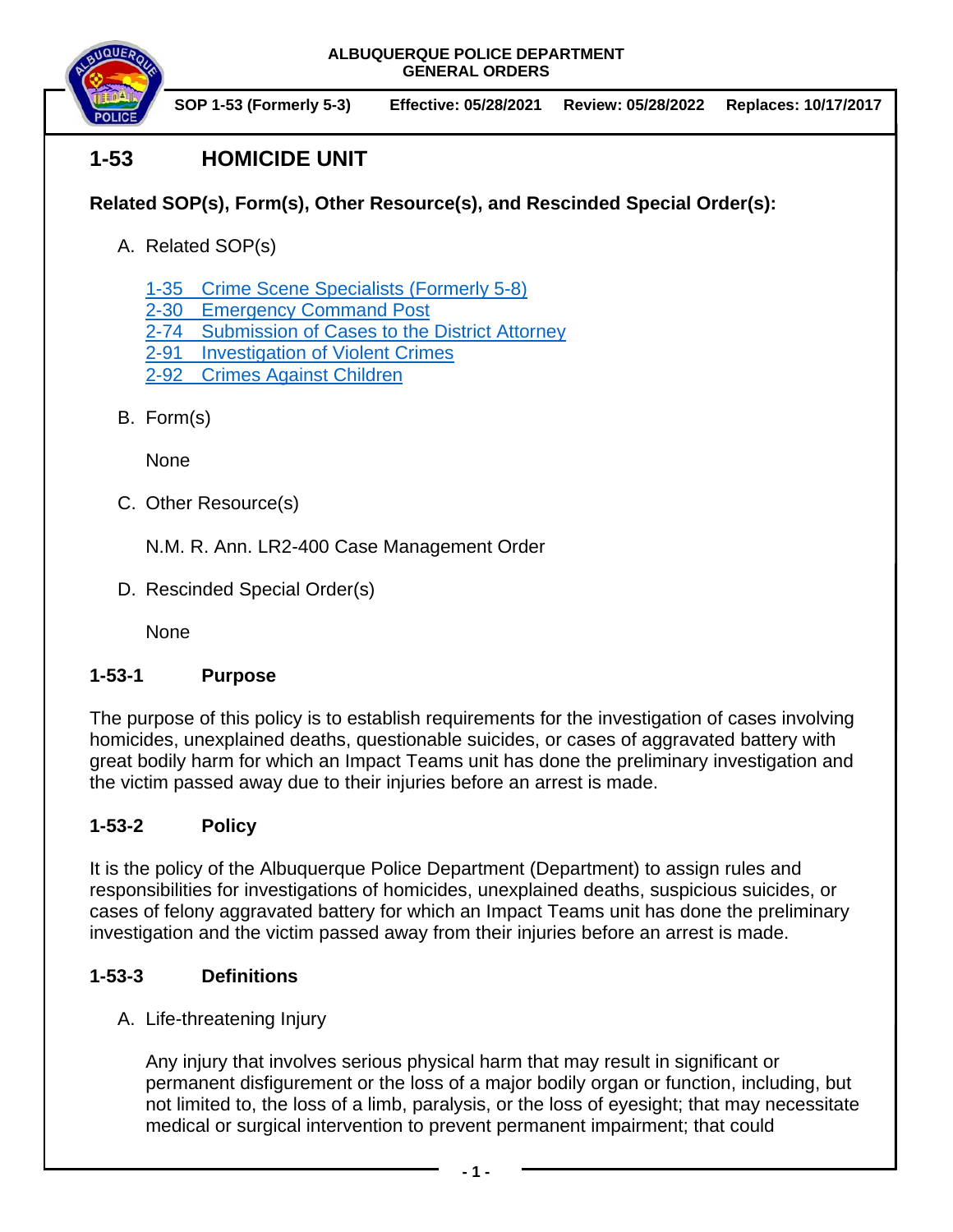ALBUQUERQUE POLICE DEPARTMENT
GENERAL ORDERS

**SOP 1-53 (Formerly 5-3)** **Effective: 05/28/2021** **Review: 05/28/2022** **Replaces: 10/17/2017**

# 1-53 HOMICIDE UNIT

**Related SOP(s), Form(s), Other Resource(s), and Rescinded Special Order(s):**

A. Related SOP(s)

   1-35 Crime Scene Specialists (Formerly 5-8)
   2-30 Emergency Command Post
   2-74 Submission of Cases to the District Attorney
   2-91 Investigation of Violent Crimes
   2-92 Crimes Against Children

B. Form(s)

   None

C. Other Resource(s)

   N.M. R. Ann. LR2-400 Case Management Order

D. Rescinded Special Order(s)

   None

## 1-53-1 Purpose

The purpose of this policy is to establish requirements for the investigation of cases involving homicides, unexplained deaths, questionable suicides, or cases of aggravated battery with great bodily harm for which an Impact Teams unit has done the preliminary investigation and the victim passed away due to their injuries before an arrest is made.

## 1-53-2 Policy

It is the policy of the Albuquerque Police Department (Department) to assign rules and responsibilities for investigations of homicides, unexplained deaths, suspicious suicides, or cases of felony aggravated battery for which an Impact Teams unit has done the preliminary investigation and the victim passed away from their injuries before an arrest is made.

## 1-53-3 Definitions

A. Life-threatening Injury

   Any injury that involves serious physical harm that may result in significant or permanent disfigurement or the loss of a major bodily organ or function, including, but not limited to, the loss of a limb, paralysis, or the loss of eyesight; that may necessitate medical or surgical intervention to prevent permanent impairment; that could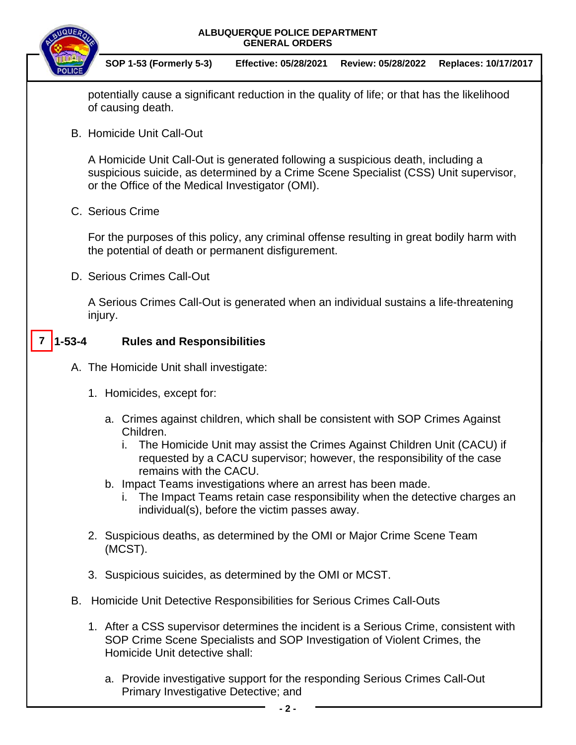potentially cause a significant reduction in the quality of life; or that has the likelihood of causing death.

B. Homicide Unit Call-Out

A Homicide Unit Call-Out is generated following a suspicious death, including a suspicious suicide, as determined by a Crime Scene Specialist (CSS) Unit supervisor, or the Office of the Medical Investigator (OMI).

C. Serious Crime

For the purposes of this policy, any criminal offense resulting in great bodily harm with the potential of death or permanent disfigurement.

D. Serious Crimes Call-Out

A Serious Crimes Call-Out is generated when an individual sustains a life-threatening injury.

## 7 1-53-4 Rules and Responsibilities

A. The Homicide Unit shall investigate:

1. Homicides, except for:

   a. Crimes against children, which shall be consistent with SOP Crimes Against Children.
      i. The Homicide Unit may assist the Crimes Against Children Unit (CACU) if requested by a CACU supervisor; however, the responsibility of the case remains with the CACU.

   b. Impact Teams investigations where an arrest has been made.
      i. The Impact Teams retain case responsibility when the detective charges an individual(s), before the victim passes away.

2. Suspicious deaths, as determined by the OMI or Major Crime Scene Team (MCST).

3. Suspicious suicides, as determined by the OMI or MCST.

B. Homicide Unit Detective Responsibilities for Serious Crimes Call-Outs

1. After a CSS supervisor determines the incident is a Serious Crime, consistent with SOP Crime Scene Specialists and SOP Investigation of Violent Crimes, the Homicide Unit detective shall:

   a. Provide investigative support for the responding Serious Crimes Call-Out Primary Investigative Detective; and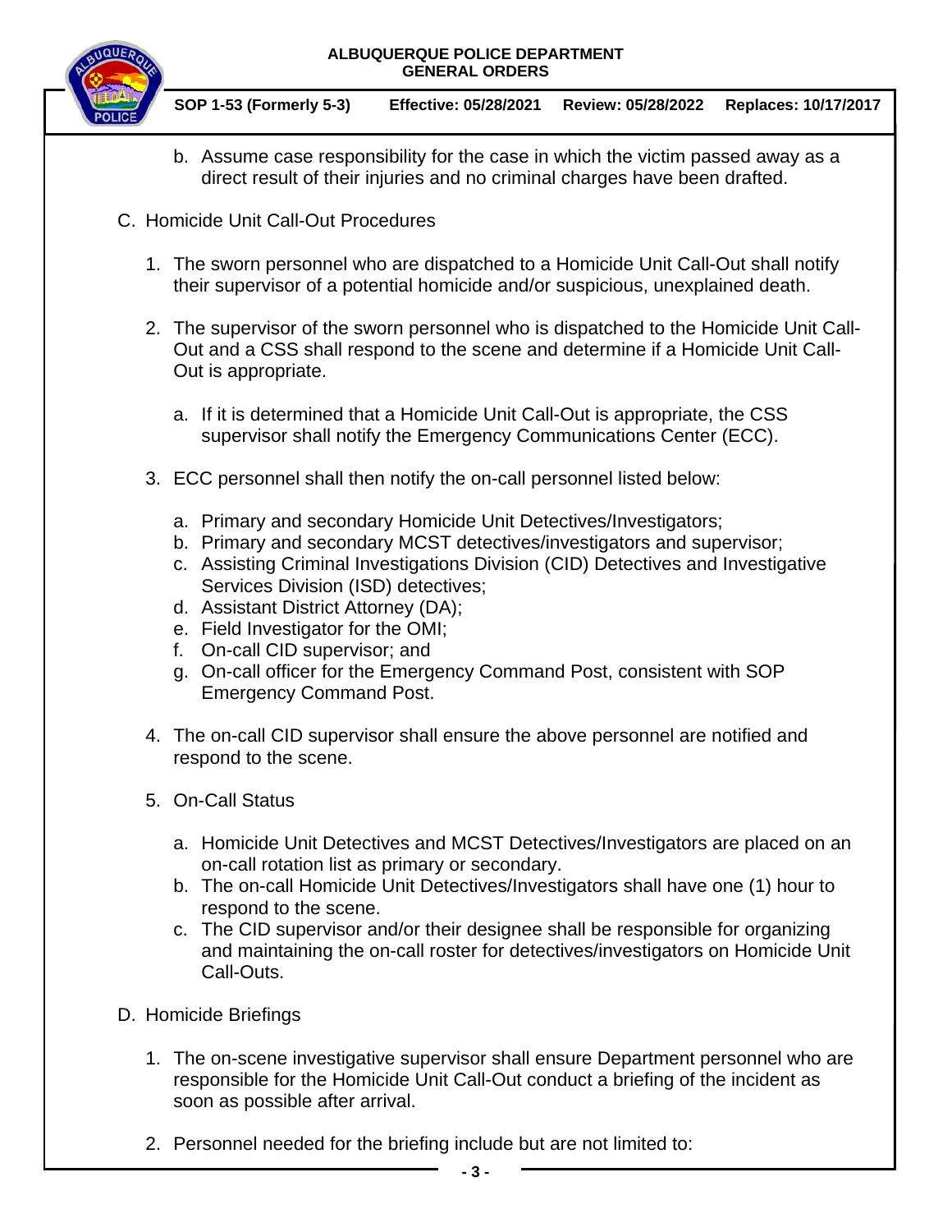b. Assume case responsibility for the case in which the victim passed away as a direct result of their injuries and no criminal charges have been drafted.

C. Homicide Unit Call-Out Procedures

1. The sworn personnel who are dispatched to a Homicide Unit Call-Out shall notify their supervisor of a potential homicide and/or suspicious, unexplained death.

2. The supervisor of the sworn personnel who is dispatched to the Homicide Unit Call-Out and a CSS shall respond to the scene and determine if a Homicide Unit Call-Out is appropriate.

   a. If it is determined that a Homicide Unit Call-Out is appropriate, the CSS supervisor shall notify the Emergency Communications Center (ECC).

3. ECC personnel shall then notify the on-call personnel listed below:

   a. Primary and secondary Homicide Unit Detectives/Investigators;
   b. Primary and secondary MCST detectives/investigators and supervisor;
   c. Assisting Criminal Investigations Division (CID) Detectives and Investigative Services Division (ISD) detectives;
   d. Assistant District Attorney (DA);
   e. Field Investigator for the OMI;
   f. On-call CID supervisor; and
   g. On-call officer for the Emergency Command Post, consistent with SOP Emergency Command Post.

4. The on-call CID supervisor shall ensure the above personnel are notified and respond to the scene.

5. On-Call Status

   a. Homicide Unit Detectives and MCST Detectives/Investigators are placed on an on-call rotation list as primary or secondary.
   b. The on-call Homicide Unit Detectives/Investigators shall have one (1) hour to respond to the scene.
   c. The CID supervisor and/or their designee shall be responsible for organizing and maintaining the on-call roster for detectives/investigators on Homicide Unit Call-Outs.

D. Homicide Briefings

1. The on-scene investigative supervisor shall ensure Department personnel who are responsible for the Homicide Unit Call-Out conduct a briefing of the incident as soon as possible after arrival.

2. Personnel needed for the briefing include but are not limited to: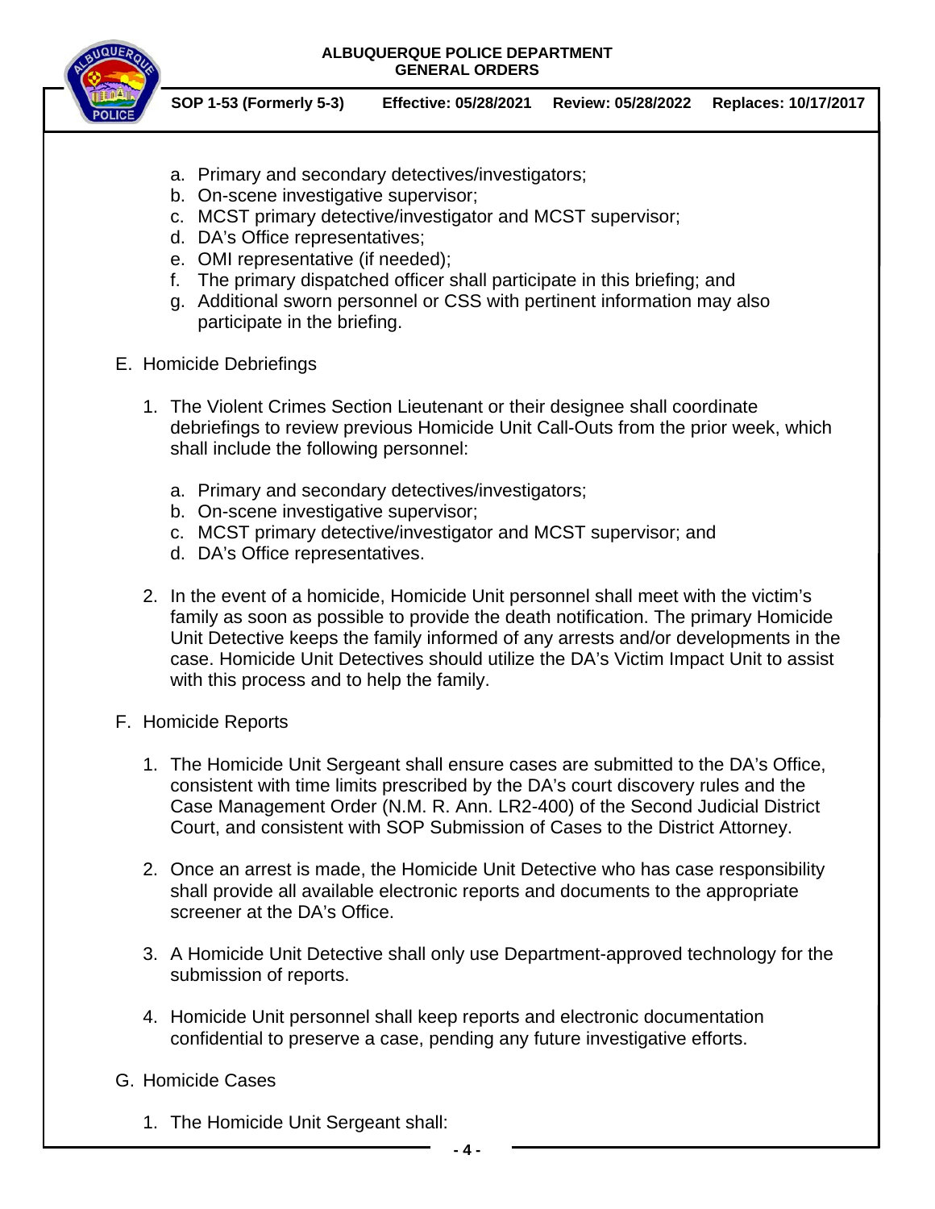a. Primary and secondary detectives/investigators;
b. On-scene investigative supervisor;
c. MCST primary detective/investigator and MCST supervisor;
d. DA's Office representatives;
e. OMI representative (if needed);
f. The primary dispatched officer shall participate in this briefing; and
g. Additional sworn personnel or CSS with pertinent information may also participate in the briefing.

E. Homicide Debriefings

1. The Violent Crimes Section Lieutenant or their designee shall coordinate debriefings to review previous Homicide Unit Call-Outs from the prior week, which shall include the following personnel:

    a. Primary and secondary detectives/investigators;
    b. On-scene investigative supervisor;
    c. MCST primary detective/investigator and MCST supervisor; and
    d. DA's Office representatives.

2. In the event of a homicide, Homicide Unit personnel shall meet with the victim's family as soon as possible to provide the death notification. The primary Homicide Unit Detective keeps the family informed of any arrests and/or developments in the case. Homicide Unit Detectives should utilize the DA's Victim Impact Unit to assist with this process and to help the family.

F. Homicide Reports

1. The Homicide Unit Sergeant shall ensure cases are submitted to the DA's Office, consistent with time limits prescribed by the DA's court discovery rules and the Case Management Order (N.M. R. Ann. LR2-400) of the Second Judicial District Court, and consistent with SOP Submission of Cases to the District Attorney.

2. Once an arrest is made, the Homicide Unit Detective who has case responsibility shall provide all available electronic reports and documents to the appropriate screener at the DA's Office.

3. A Homicide Unit Detective shall only use Department-approved technology for the submission of reports.

4. Homicide Unit personnel shall keep reports and electronic documentation confidential to preserve a case, pending any future investigative efforts.

G. Homicide Cases

1. The Homicide Unit Sergeant shall: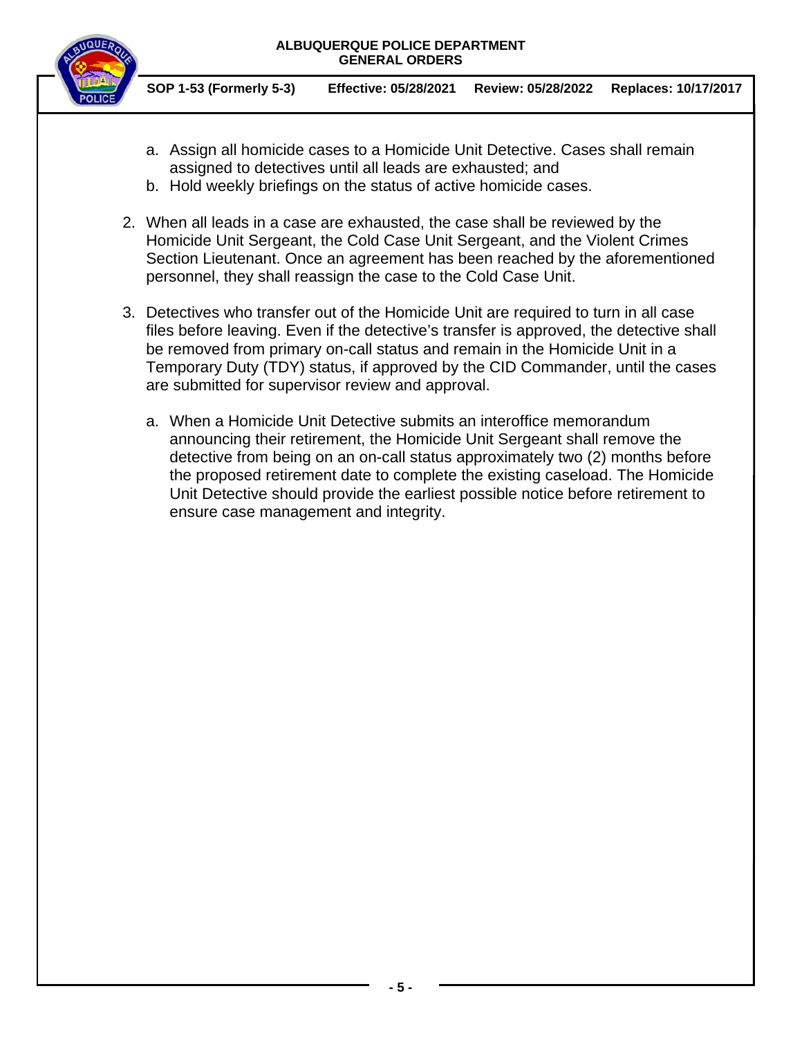a. Assign all homicide cases to a Homicide Unit Detective. Cases shall remain assigned to detectives until all leads are exhausted; and
   b. Hold weekly briefings on the status of active homicide cases.

2. When all leads in a case are exhausted, the case shall be reviewed by the Homicide Unit Sergeant, the Cold Case Unit Sergeant, and the Violent Crimes Section Lieutenant. Once an agreement has been reached by the aforementioned personnel, they shall reassign the case to the Cold Case Unit.

3. Detectives who transfer out of the Homicide Unit are required to turn in all case files before leaving. Even if the detective's transfer is approved, the detective shall be removed from primary on-call status and remain in the Homicide Unit in a Temporary Duty (TDY) status, if approved by the CID Commander, until the cases are submitted for supervisor review and approval.

   a. When a Homicide Unit Detective submits an interoffice memorandum announcing their retirement, the Homicide Unit Sergeant shall remove the detective from being on an on-call status approximately two (2) months before the proposed retirement date to complete the existing caseload. The Homicide Unit Detective should provide the earliest possible notice before retirement to ensure case management and integrity.